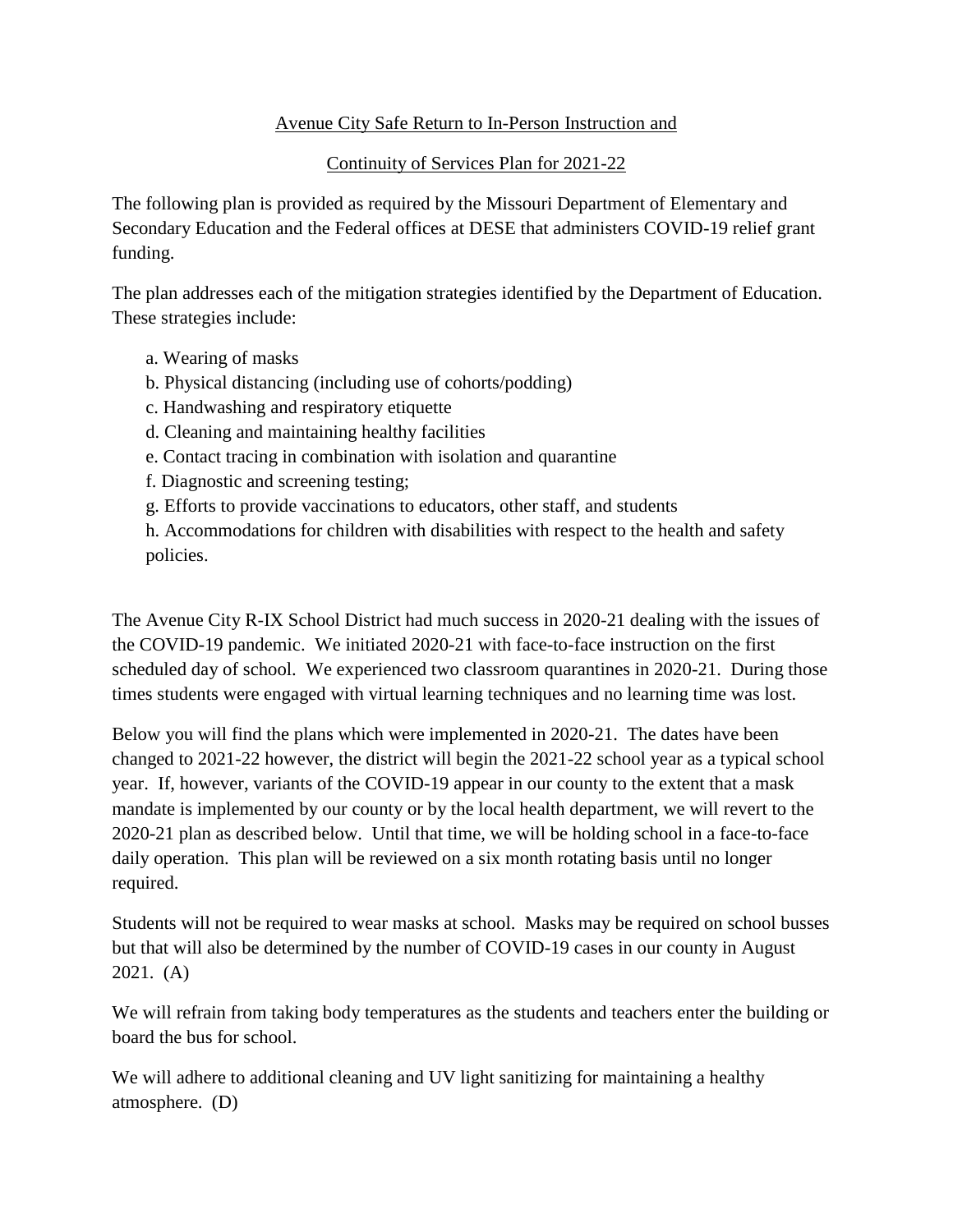# Avenue City Safe Return to In-Person Instruction and

# Continuity of Services Plan for 2021-22

The following plan is provided as required by the Missouri Department of Elementary and Secondary Education and the Federal offices at DESE that administers COVID-19 relief grant funding.

The plan addresses each of the mitigation strategies identified by the Department of Education. These strategies include:

a. Wearing of masks
b. Physical distancing (including use of cohorts/podding)
c. Handwashing and respiratory etiquette
d. Cleaning and maintaining healthy facilities
e. Contact tracing in combination with isolation and quarantine
f. Diagnostic and screening testing;
g. Efforts to provide vaccinations to educators, other staff, and students
h. Accommodations for children with disabilities with respect to the health and safety policies.

The Avenue City R-IX School District had much success in 2020-21 dealing with the issues of the COVID-19 pandemic. We initiated 2020-21 with face-to-face instruction on the first scheduled day of school. We experienced two classroom quarantines in 2020-21. During those times students were engaged with virtual learning techniques and no learning time was lost.

Below you will find the plans which were implemented in 2020-21. The dates have been changed to 2021-22 however, the district will begin the 2021-22 school year as a typical school year. If, however, variants of the COVID-19 appear in our county to the extent that a mask mandate is implemented by our county or by the local health department, we will revert to the 2020-21 plan as described below. Until that time, we will be holding school in a face-to-face daily operation. This plan will be reviewed on a six month rotating basis until no longer required.

Students will not be required to wear masks at school. Masks may be required on school busses but that will also be determined by the number of COVID-19 cases in our county in August 2021. (A)

We will refrain from taking body temperatures as the students and teachers enter the building or board the bus for school.

We will adhere to additional cleaning and UV light sanitizing for maintaining a healthy atmosphere. (D)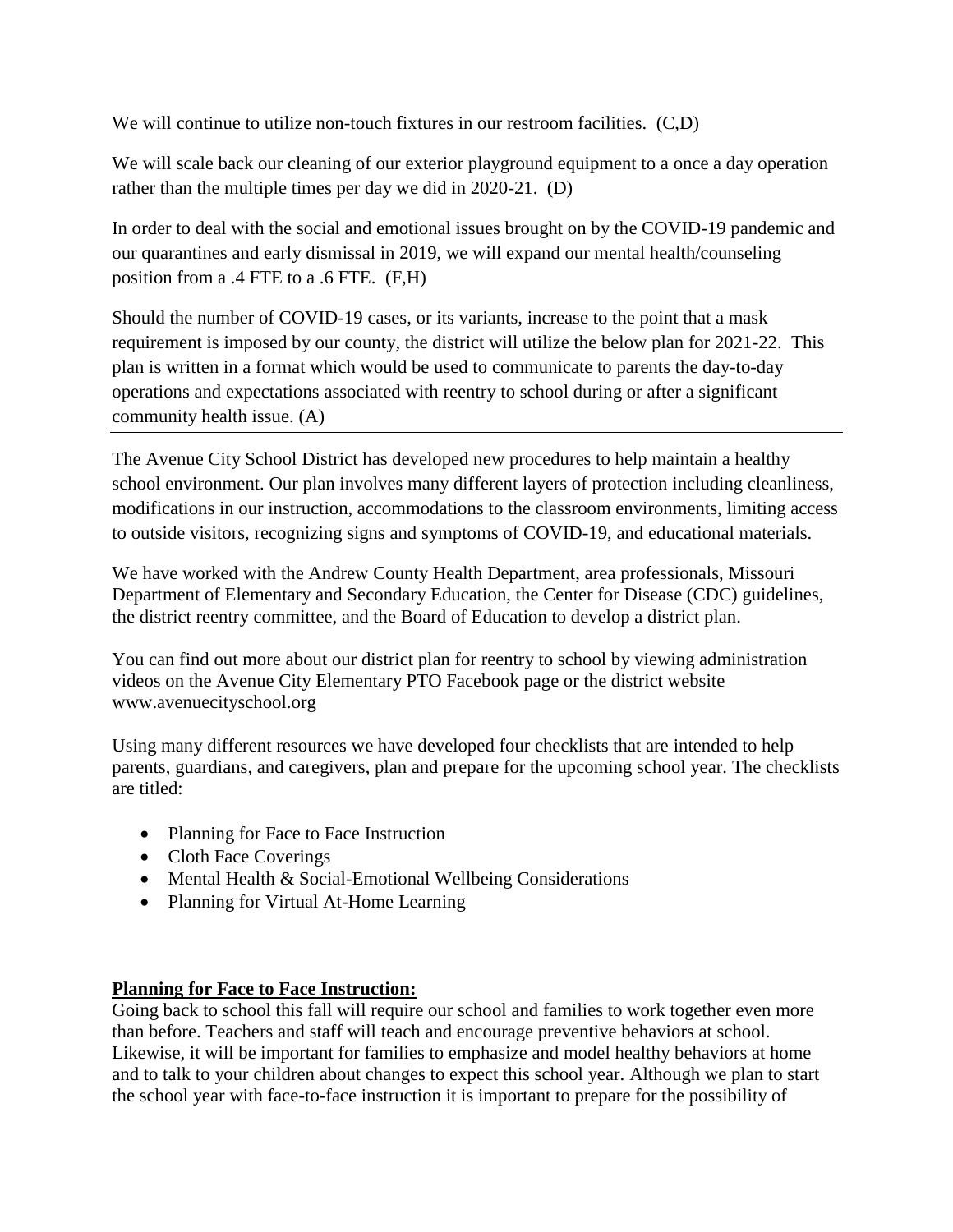We will continue to utilize non-touch fixtures in our restroom facilities. (C,D)

We will scale back our cleaning of our exterior playground equipment to a once a day operation rather than the multiple times per day we did in 2020-21. (D)

In order to deal with the social and emotional issues brought on by the COVID-19 pandemic and our quarantines and early dismissal in 2019, we will expand our mental health/counseling position from a .4 FTE to a .6 FTE. (F,H)

Should the number of COVID-19 cases, or its variants, increase to the point that a mask requirement is imposed by our county, the district will utilize the below plan for 2021-22. This plan is written in a format which would be used to communicate to parents the day-to-day operations and expectations associated with reentry to school during or after a significant community health issue. (A)

---

The Avenue City School District has developed new procedures to help maintain a healthy school environment. Our plan involves many different layers of protection including cleanliness, modifications in our instruction, accommodations to the classroom environments, limiting access to outside visitors, recognizing signs and symptoms of COVID-19, and educational materials.

We have worked with the Andrew County Health Department, area professionals, Missouri Department of Elementary and Secondary Education, the Center for Disease (CDC) guidelines, the district reentry committee, and the Board of Education to develop a district plan.

You can find out more about our district plan for reentry to school by viewing administration videos on the Avenue City Elementary PTO Facebook page or the district website www.avenuecityschool.org

Using many different resources we have developed four checklists that are intended to help parents, guardians, and caregivers, plan and prepare for the upcoming school year. The checklists are titled:

- Planning for Face to Face Instruction
- Cloth Face Coverings
- Mental Health & Social-Emotional Wellbeing Considerations
- Planning for Virtual At-Home Learning

**Planning for Face to Face Instruction:**

Going back to school this fall will require our school and families to work together even more than before. Teachers and staff will teach and encourage preventive behaviors at school. Likewise, it will be important for families to emphasize and model healthy behaviors at home and to talk to your children about changes to expect this school year. Although we plan to start the school year with face-to-face instruction it is important to prepare for the possibility of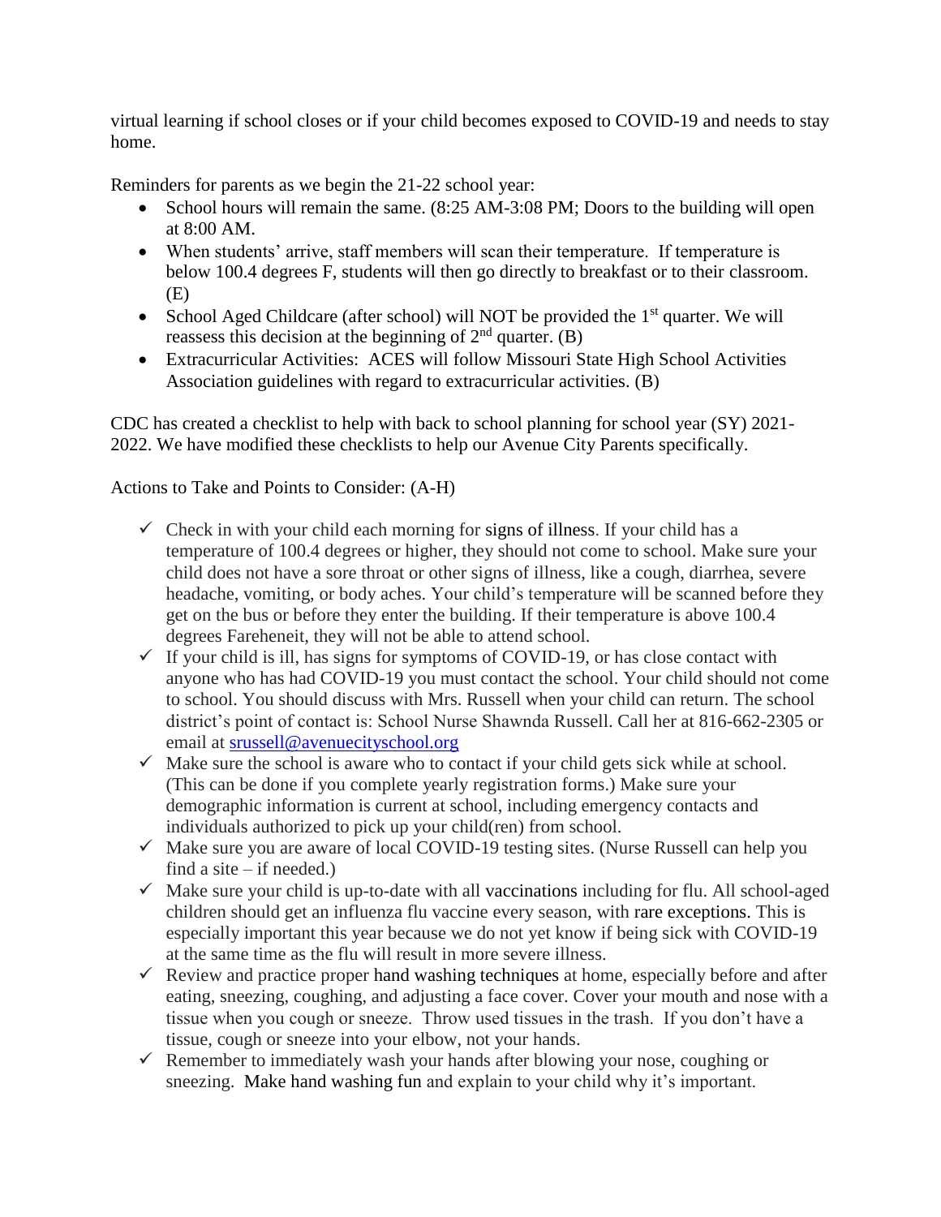virtual learning if school closes or if your child becomes exposed to COVID-19 and needs to stay home.

Reminders for parents as we begin the 21-22 school year:

- School hours will remain the same. (8:25 AM-3:08 PM; Doors to the building will open at 8:00 AM.
- When students' arrive, staff members will scan their temperature. If temperature is below 100.4 degrees F, students will then go directly to breakfast or to their classroom. (E)
- School Aged Childcare (after school) will NOT be provided the 1st quarter. We will reassess this decision at the beginning of 2nd quarter. (B)
- Extracurricular Activities: ACES will follow Missouri State High School Activities Association guidelines with regard to extracurricular activities. (B)

CDC has created a checklist to help with back to school planning for school year (SY) 2021-2022. We have modified these checklists to help our Avenue City Parents specifically.

Actions to Take and Points to Consider: (A-H)

- ✓ Check in with your child each morning for signs of illness. If your child has a temperature of 100.4 degrees or higher, they should not come to school. Make sure your child does not have a sore throat or other signs of illness, like a cough, diarrhea, severe headache, vomiting, or body aches. Your child's temperature will be scanned before they get on the bus or before they enter the building. If their temperature is above 100.4 degrees Fareheneit, they will not be able to attend school.
- ✓ If your child is ill, has signs for symptoms of COVID-19, or has close contact with anyone who has had COVID-19 you must contact the school. Your child should not come to school. You should discuss with Mrs. Russell when your child can return. The school district's point of contact is: School Nurse Shawnda Russell. Call her at 816-662-2305 or email at srussell@avenuecityschool.org
- ✓ Make sure the school is aware who to contact if your child gets sick while at school. (This can be done if you complete yearly registration forms.) Make sure your demographic information is current at school, including emergency contacts and individuals authorized to pick up your child(ren) from school.
- ✓ Make sure you are aware of local COVID-19 testing sites. (Nurse Russell can help you find a site – if needed.)
- ✓ Make sure your child is up-to-date with all vaccinations including for flu. All school-aged children should get an influenza flu vaccine every season, with rare exceptions. This is especially important this year because we do not yet know if being sick with COVID-19 at the same time as the flu will result in more severe illness.
- ✓ Review and practice proper hand washing techniques at home, especially before and after eating, sneezing, coughing, and adjusting a face cover. Cover your mouth and nose with a tissue when you cough or sneeze. Throw used tissues in the trash. If you don't have a tissue, cough or sneeze into your elbow, not your hands.
- ✓ Remember to immediately wash your hands after blowing your nose, coughing or sneezing. Make hand washing fun and explain to your child why it's important.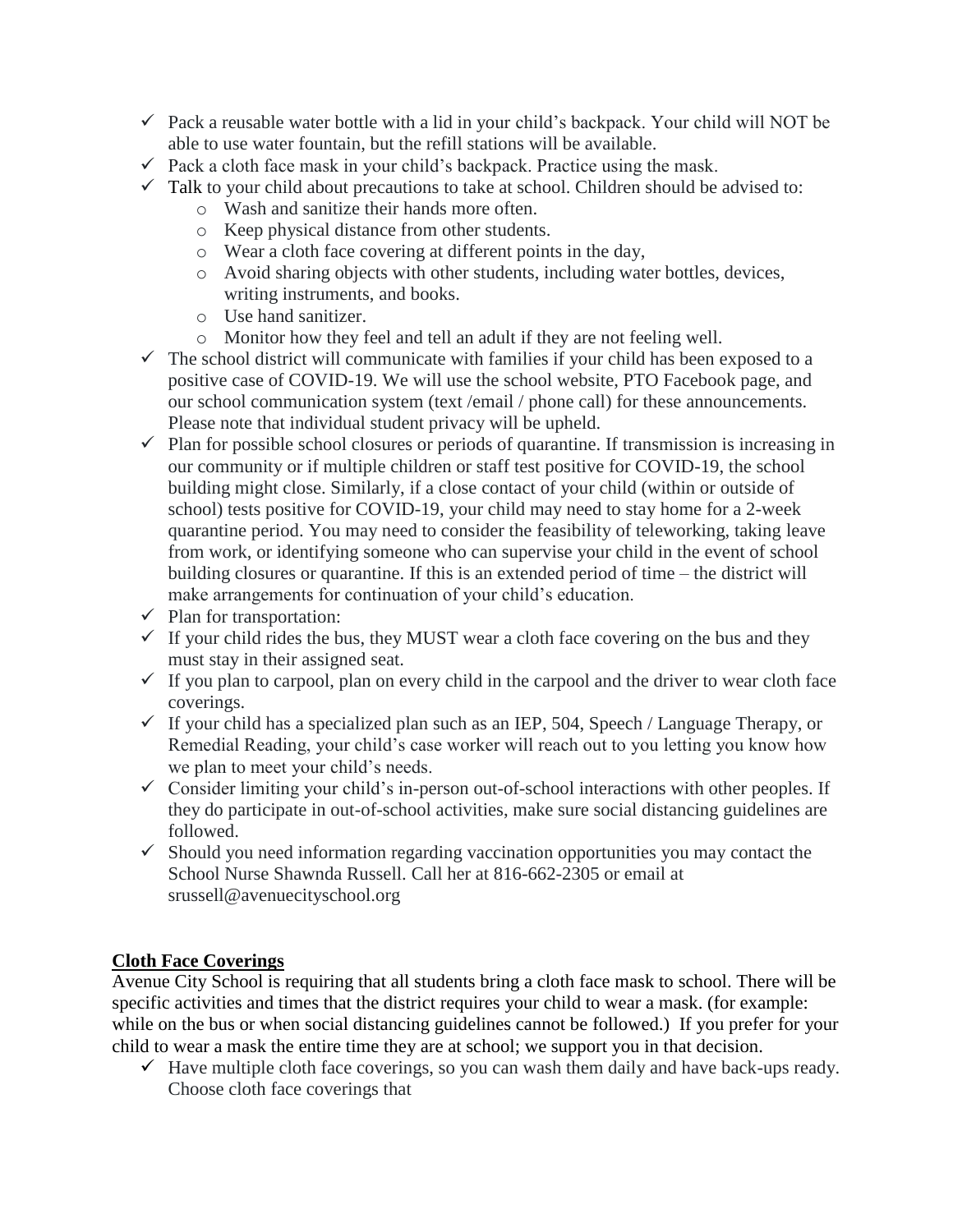- ✓ Pack a reusable water bottle with a lid in your child's backpack. Your child will NOT be able to use water fountain, but the refill stations will be available.
- ✓ Pack a cloth face mask in your child's backpack. Practice using the mask.
- ✓ Talk to your child about precautions to take at school. Children should be advised to:
  - Wash and sanitize their hands more often.
  - Keep physical distance from other students.
  - Wear a cloth face covering at different points in the day,
  - Avoid sharing objects with other students, including water bottles, devices, writing instruments, and books.
  - Use hand sanitizer.
  - Monitor how they feel and tell an adult if they are not feeling well.
- ✓ The school district will communicate with families if your child has been exposed to a positive case of COVID-19. We will use the school website, PTO Facebook page, and our school communication system (text /email / phone call) for these announcements. Please note that individual student privacy will be upheld.
- ✓ Plan for possible school closures or periods of quarantine. If transmission is increasing in our community or if multiple children or staff test positive for COVID-19, the school building might close. Similarly, if a close contact of your child (within or outside of school) tests positive for COVID-19, your child may need to stay home for a 2-week quarantine period. You may need to consider the feasibility of teleworking, taking leave from work, or identifying someone who can supervise your child in the event of school building closures or quarantine. If this is an extended period of time – the district will make arrangements for continuation of your child's education.
- ✓ Plan for transportation:
- ✓ If your child rides the bus, they MUST wear a cloth face covering on the bus and they must stay in their assigned seat.
- ✓ If you plan to carpool, plan on every child in the carpool and the driver to wear cloth face coverings.
- ✓ If your child has a specialized plan such as an IEP, 504, Speech / Language Therapy, or Remedial Reading, your child's case worker will reach out to you letting you know how we plan to meet your child's needs.
- ✓ Consider limiting your child's in-person out-of-school interactions with other peoples. If they do participate in out-of-school activities, make sure social distancing guidelines are followed.
- ✓ Should you need information regarding vaccination opportunities you may contact the School Nurse Shawnda Russell. Call her at 816-662-2305 or email at srussell@avenuecityschool.org

## Cloth Face Coverings

Avenue City School is requiring that all students bring a cloth face mask to school. There will be specific activities and times that the district requires your child to wear a mask. (for example: while on the bus or when social distancing guidelines cannot be followed.) If you prefer for your child to wear a mask the entire time they are at school; we support you in that decision.

- ✓ Have multiple cloth face coverings, so you can wash them daily and have back-ups ready. Choose cloth face coverings that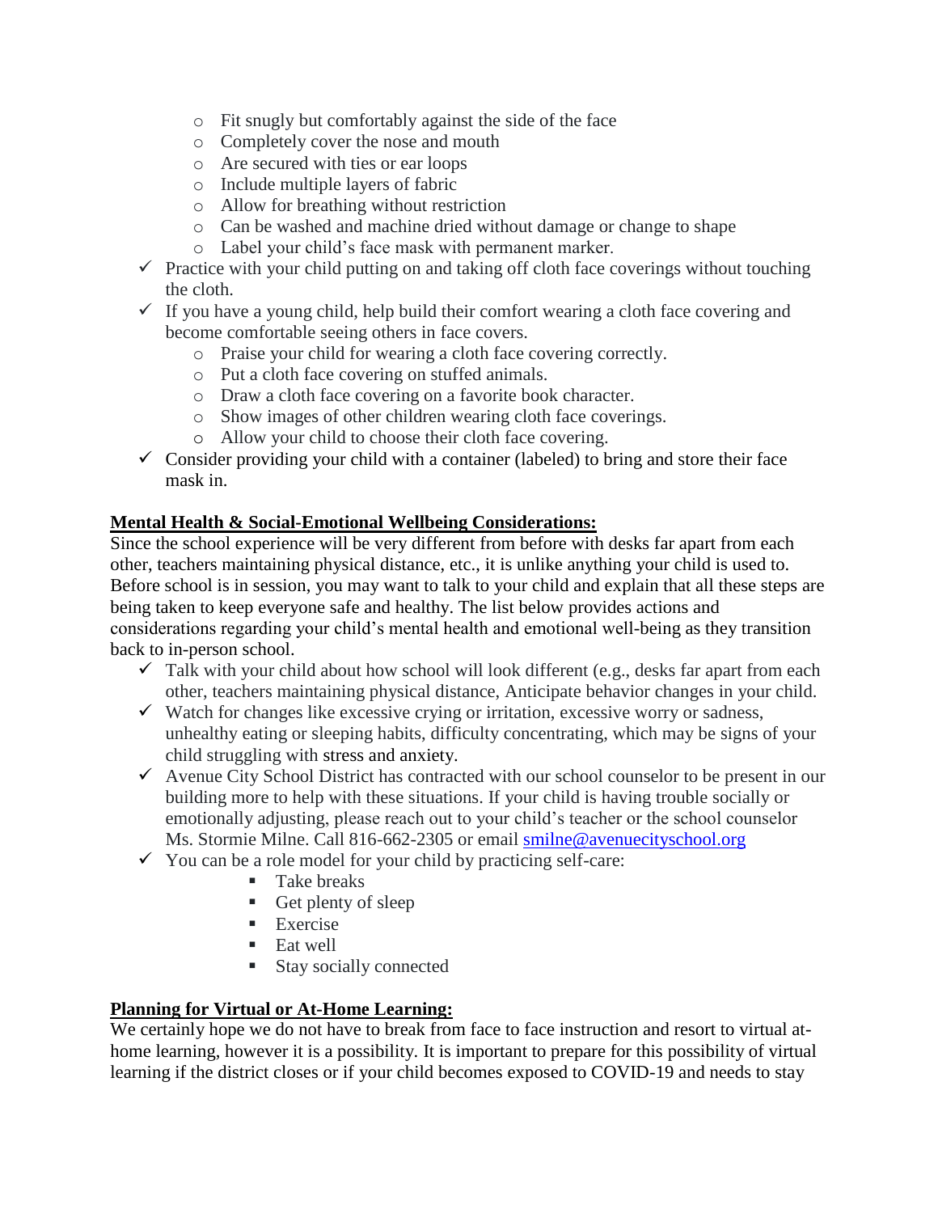- Fit snugly but comfortably against the side of the face
    - Completely cover the nose and mouth
    - Are secured with ties or ear loops
    - Include multiple layers of fabric
    - Allow for breathing without restriction
    - Can be washed and machine dried without damage or change to shape
    - Label your child's face mask with permanent marker.
- ✓ Practice with your child putting on and taking off cloth face coverings without touching the cloth.
- ✓ If you have a young child, help build their comfort wearing a cloth face covering and become comfortable seeing others in face covers.
    - Praise your child for wearing a cloth face covering correctly.
    - Put a cloth face covering on stuffed animals.
    - Draw a cloth face covering on a favorite book character.
    - Show images of other children wearing cloth face coverings.
    - Allow your child to choose their cloth face covering.
- ✓ Consider providing your child with a container (labeled) to bring and store their face mask in.

**Mental Health & Social-Emotional Wellbeing Considerations:**

Since the school experience will be very different from before with desks far apart from each other, teachers maintaining physical distance, etc., it is unlike anything your child is used to. Before school is in session, you may want to talk to your child and explain that all these steps are being taken to keep everyone safe and healthy. The list below provides actions and considerations regarding your child's mental health and emotional well-being as they transition back to in-person school.

- ✓ Talk with your child about how school will look different (e.g., desks far apart from each other, teachers maintaining physical distance, Anticipate behavior changes in your child.
- ✓ Watch for changes like excessive crying or irritation, excessive worry or sadness, unhealthy eating or sleeping habits, difficulty concentrating, which may be signs of your child struggling with stress and anxiety.
- ✓ Avenue City School District has contracted with our school counselor to be present in our building more to help with these situations. If your child is having trouble socially or emotionally adjusting, please reach out to your child's teacher or the school counselor Ms. Stormie Milne. Call 816-662-2305 or email smilne@avenuecityschool.org
- ✓ You can be a role model for your child by practicing self-care:
    - Take breaks
    - Get plenty of sleep
    - Exercise
    - Eat well
    - Stay socially connected

**Planning for Virtual or At-Home Learning:**

We certainly hope we do not have to break from face to face instruction and resort to virtual at-home learning, however it is a possibility. It is important to prepare for this possibility of virtual learning if the district closes or if your child becomes exposed to COVID-19 and needs to stay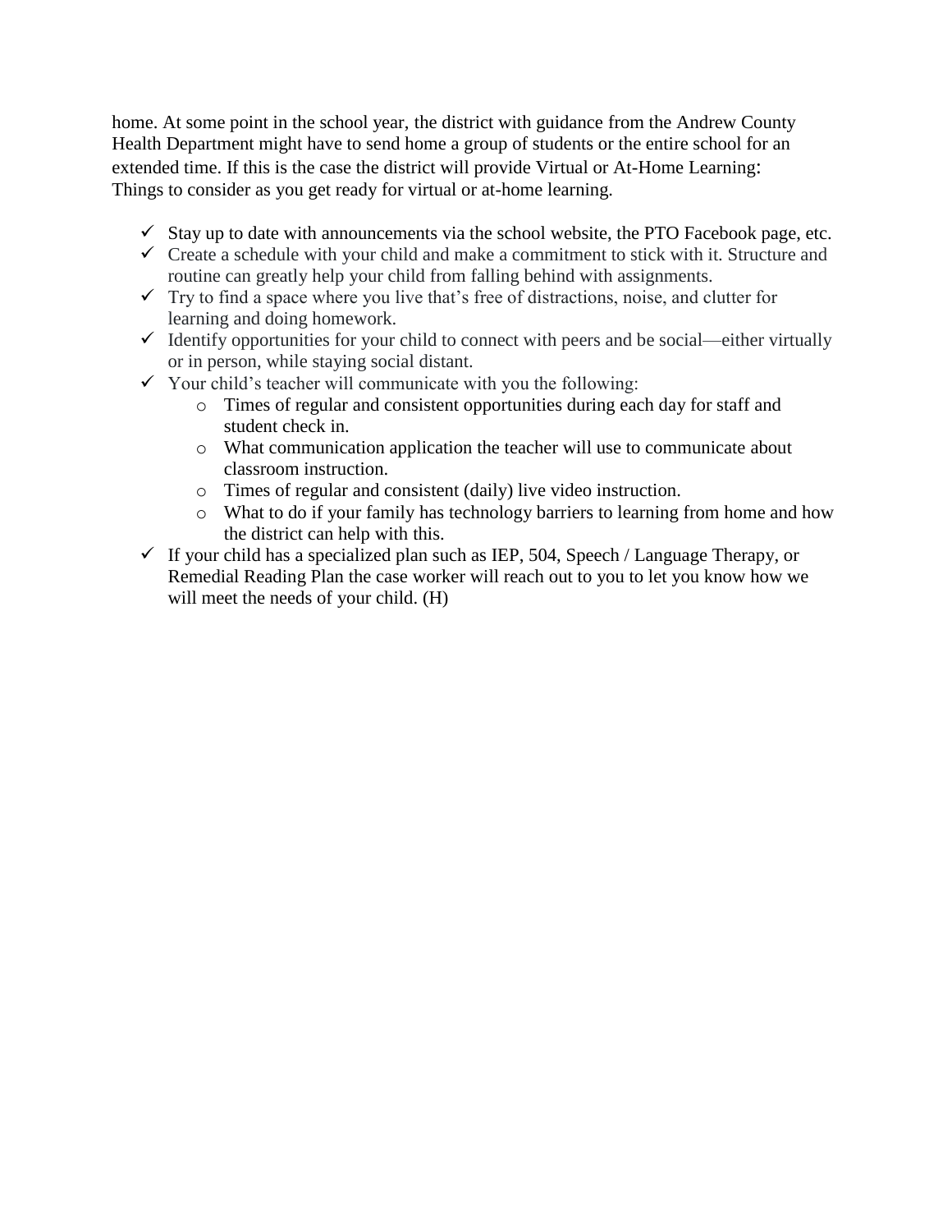home. At some point in the school year, the district with guidance from the Andrew County Health Department might have to send home a group of students or the entire school for an extended time. If this is the case the district will provide Virtual or At-Home Learning: Things to consider as you get ready for virtual or at-home learning.

- ✓ Stay up to date with announcements via the school website, the PTO Facebook page, etc.
- ✓ Create a schedule with your child and make a commitment to stick with it. Structure and routine can greatly help your child from falling behind with assignments.
- ✓ Try to find a space where you live that's free of distractions, noise, and clutter for learning and doing homework.
- ✓ Identify opportunities for your child to connect with peers and be social—either virtually or in person, while staying social distant.
- ✓ Your child's teacher will communicate with you the following:
    - Times of regular and consistent opportunities during each day for staff and student check in.
    - What communication application the teacher will use to communicate about classroom instruction.
    - Times of regular and consistent (daily) live video instruction.
    - What to do if your family has technology barriers to learning from home and how the district can help with this.
- ✓ If your child has a specialized plan such as IEP, 504, Speech / Language Therapy, or Remedial Reading Plan the case worker will reach out to you to let you know how we will meet the needs of your child. (H)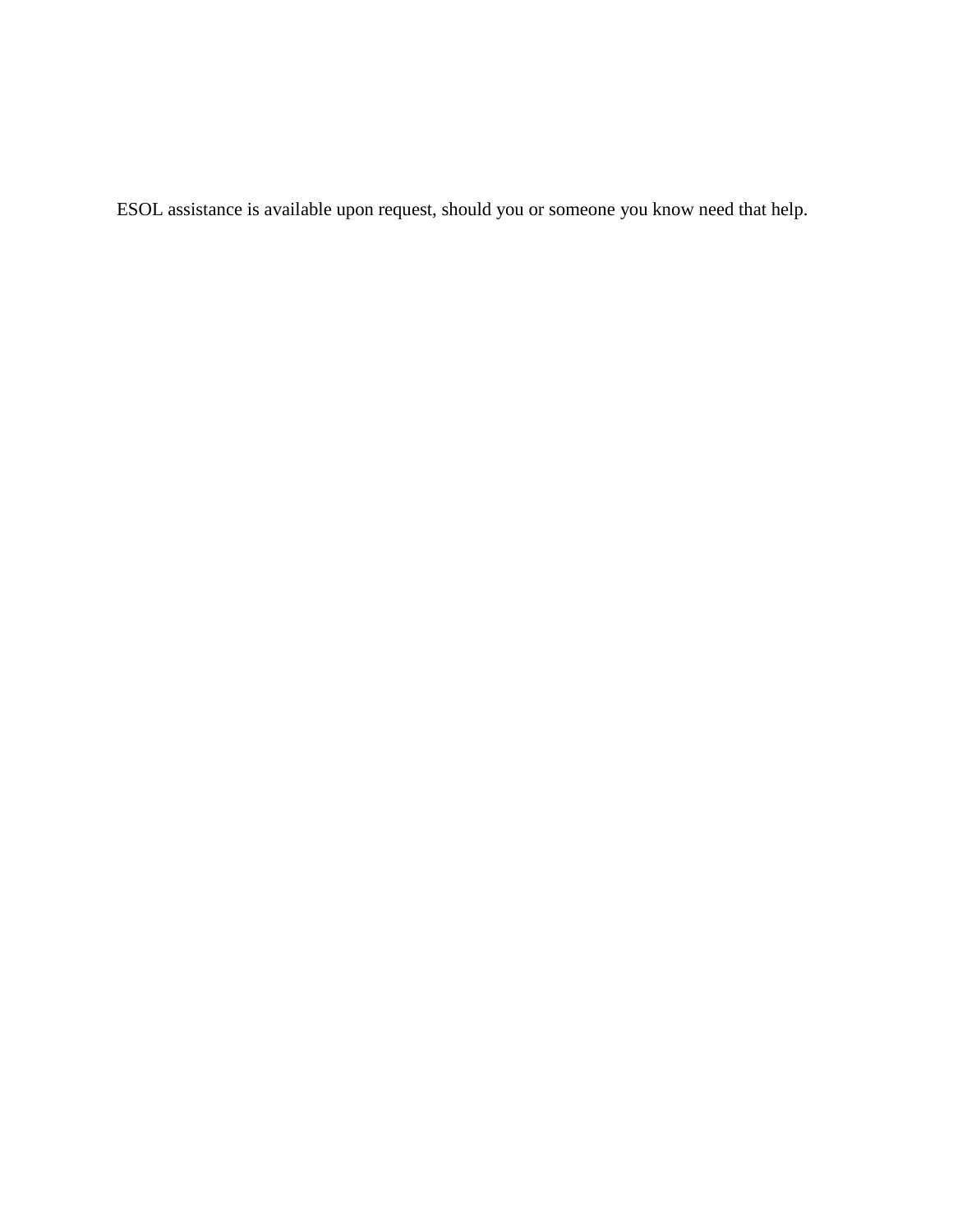ESOL assistance is available upon request, should you or someone you know need that help.